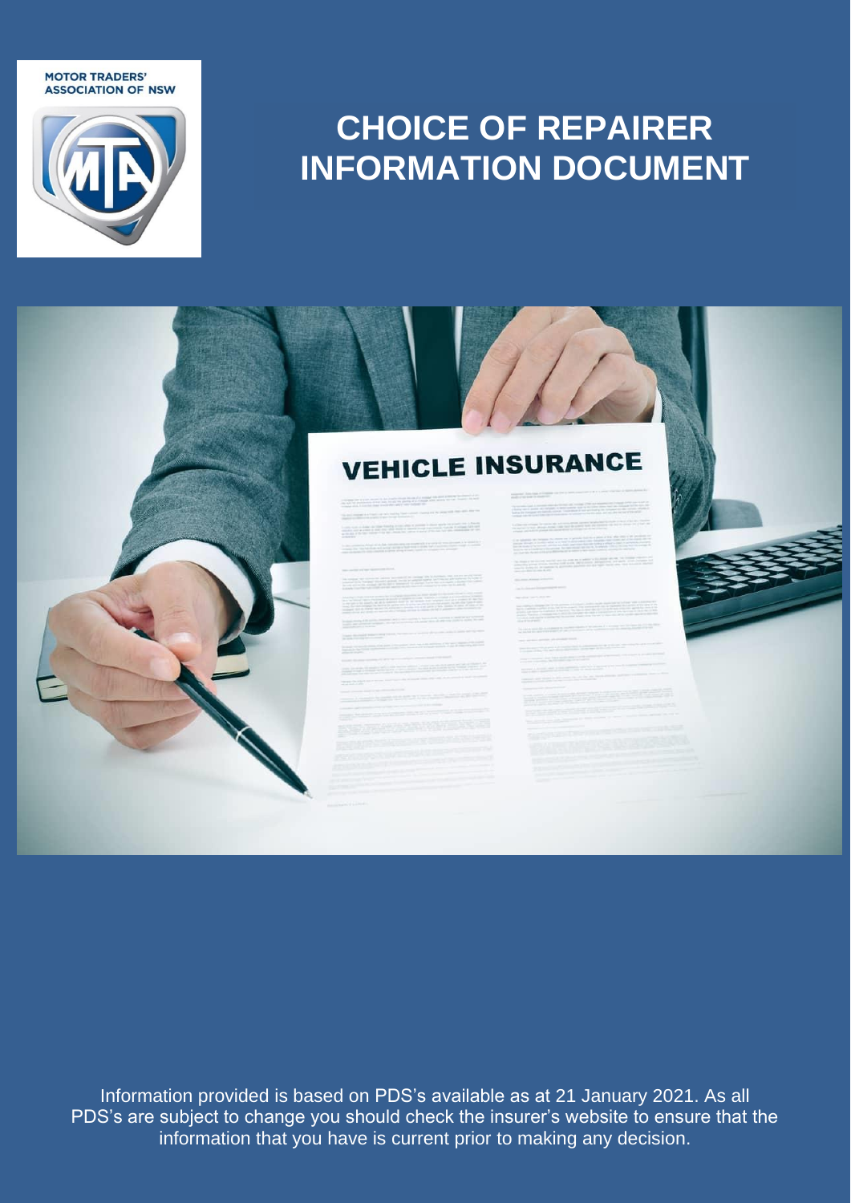MOTOR TRADERS' ASSOCIATION OF NSW

# CHOICE OF REPAIRER INFORMATION DOCUMENT

Information provided is based on PDS's available as at 21 January 2021. As all PDS's are subject to change you should check the insurer's website to ensure that the information that you have is current prior to making any decision.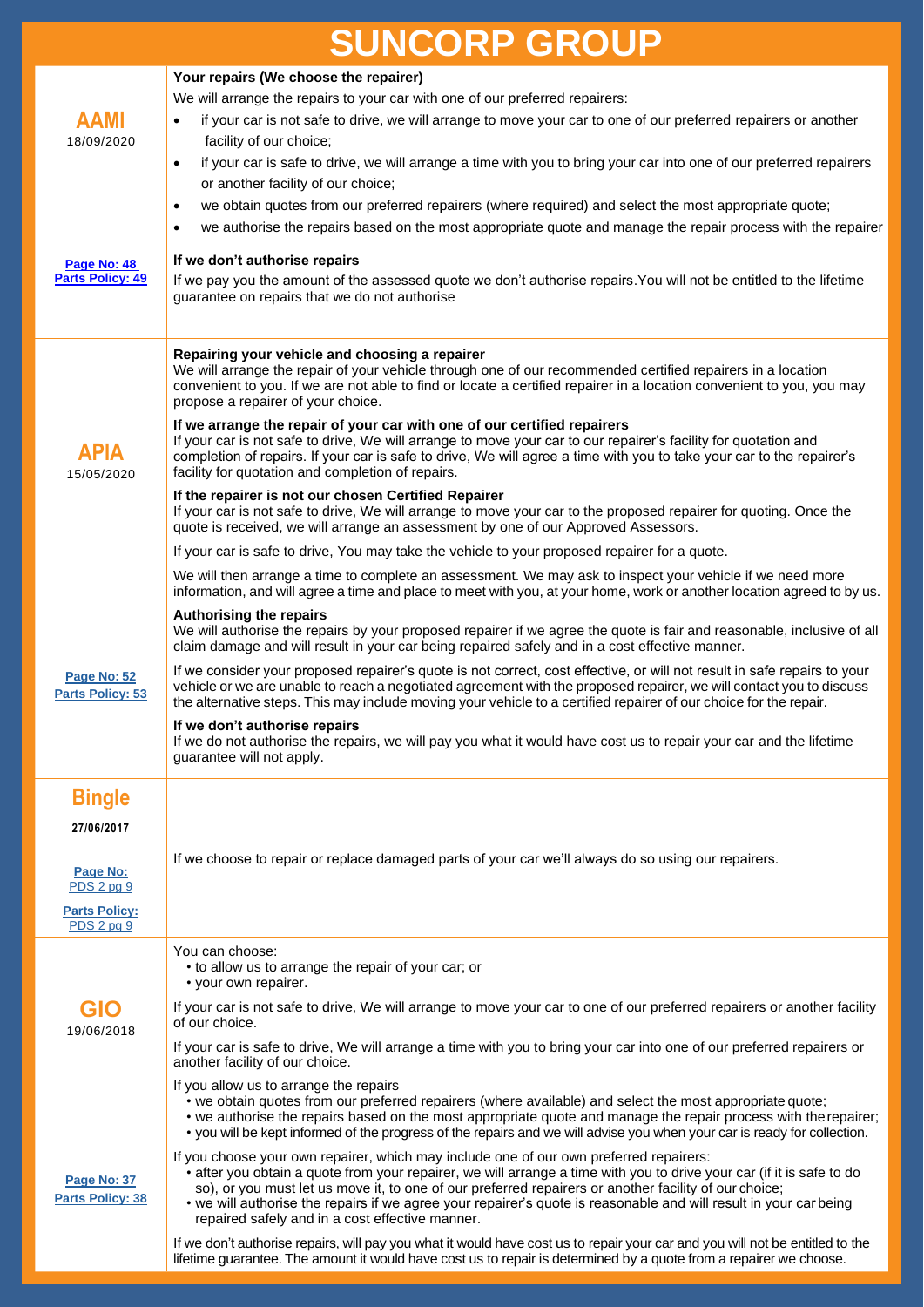# SUNCORP GROUP

| Insurer | Repairs |
| --- | --- |
| **AAMI**<br>18/09/2020<br><br>**Page No: 48**<br>**Parts Policy: 49** | **Your repairs (We choose the repairer)**<br>We will arrange the repairs to your car with one of our preferred repairers:<br>• if your car is not safe to drive, we will arrange to move your car to one of our preferred repairers or another facility of our choice;<br>• if your car is safe to drive, we will arrange a time with you to bring your car into one of our preferred repairers or another facility of our choice;<br>• we obtain quotes from our preferred repairers (where required) and select the most appropriate quote;<br>• we authorise the repairs based on the most appropriate quote and manage the repair process with the repairer<br><br>**If we don't authorise repairs**<br>If we pay you the amount of the assessed quote we don't authorise repairs.You will not be entitled to the lifetime guarantee on repairs that we do not authorise |
| **APIA**<br>15/05/2020<br><br>**Page No: 52**<br>**Parts Policy: 53** | **Repairing your vehicle and choosing a repairer**<br>We will arrange the repair of your vehicle through one of our recommended certified repairers in a location convenient to you. If we are not able to find or locate a certified repairer in a location convenient to you, you may propose a repairer of your choice.<br><br>**If we arrange the repair of your car with one of our certified repairers**<br>If your car is not safe to drive, We will arrange to move your car to our repairer's facility for quotation and completion of repairs. If your car is safe to drive, We will agree a time with you to take your car to the repairer's facility for quotation and completion of repairs.<br><br>**If the repairer is not our chosen Certified Repairer**<br>If your car is not safe to drive, We will arrange to move your car to the proposed repairer for quoting. Once the quote is received, we will arrange an assessment by one of our Approved Assessors.<br><br>If your car is safe to drive, You may take the vehicle to your proposed repairer for a quote.<br><br>We will then arrange a time to complete an assessment. We may ask to inspect your vehicle if we need more information, and will agree a time and place to meet with you, at your home, work or another location agreed to by us.<br><br>**Authorising the repairs**<br>We will authorise the repairs by your proposed repairer if we agree the quote is fair and reasonable, inclusive of all claim damage and will result in your car being repaired safely and in a cost effective manner.<br><br>If we consider your proposed repairer's quote is not correct, cost effective, or will not result in safe repairs to your vehicle or we are unable to reach a negotiated agreement with the proposed repairer, we will contact you to discuss the alternative steps. This may include moving your vehicle to a certified repairer of our choice for the repair.<br><br>**If we don't authorise repairs**<br>If we do not authorise the repairs, we will pay you what it would have cost us to repair your car and the lifetime guarantee will not apply. |
| **Bingle**<br>**27/06/2017**<br><br>**Page No:**<br>PDS 2 pg 9<br><br>**Parts Policy:**<br>PDS 2 pg 9 | If we choose to repair or replace damaged parts of your car we'll always do so using our repairers. |
| **GIO**<br>19/06/2018<br><br>**Page No: 37**<br>**Parts Policy: 38** | You can choose:<br>• to allow us to arrange the repair of your car; or<br>• your own repairer.<br><br>If your car is not safe to drive, We will arrange to move your car to one of our preferred repairers or another facility of our choice.<br><br>If your car is safe to drive, We will arrange a time with you to bring your car into one of our preferred repairers or another facility of our choice.<br><br>If you allow us to arrange the repairs<br>• we obtain quotes from our preferred repairers (where available) and select the most appropriate quote;<br>• we authorise the repairs based on the most appropriate quote and manage the repair process with the repairer;<br>• you will be kept informed of the progress of the repairs and we will advise you when your car is ready for collection.<br><br>If you choose your own repairer, which may include one of our own preferred repairers:<br>• after you obtain a quote from your repairer, we will arrange a time with you to drive your car (if it is safe to do so), or you must let us move it, to one of our preferred repairers or another facility of our choice;<br>• we will authorise the repairs if we agree your repairer's quote is reasonable and will result in your car being repaired safely and in a cost effective manner.<br><br>If we don't authorise repairs, will pay you what it would have cost us to repair your car and you will not be entitled to the lifetime guarantee. The amount it would have cost us to repair is determined by a quote from a repairer we choose. |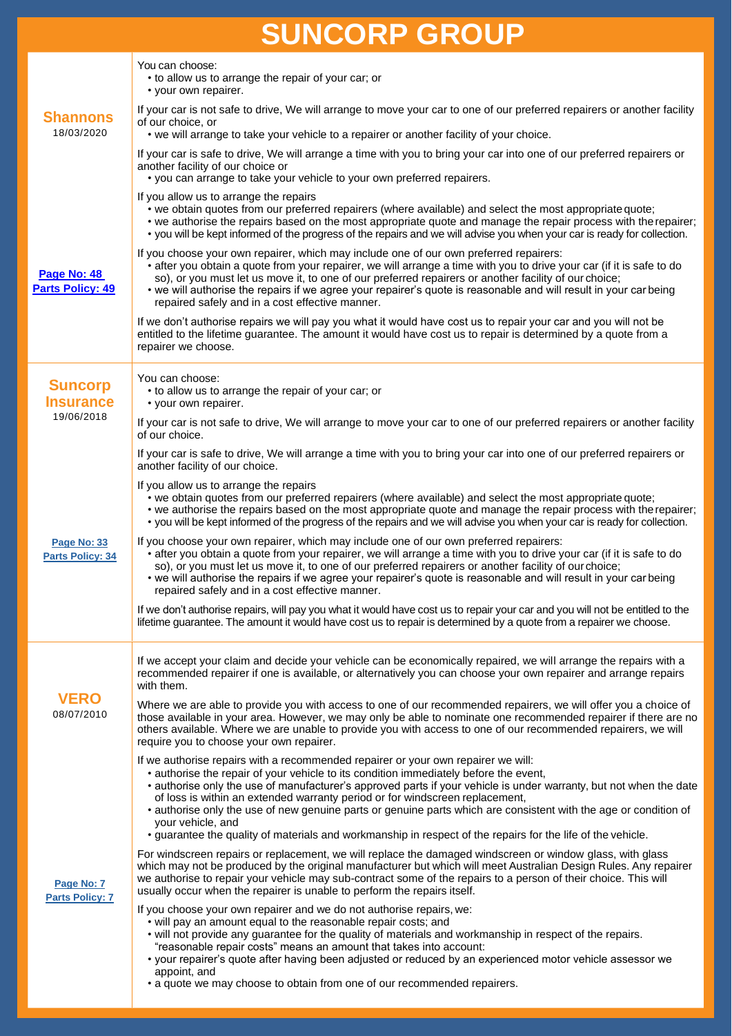# SUNCORP GROUP

## Shannons

18/03/2020

Page No: 48
Parts Policy: 49

You can choose:

- to allow us to arrange the repair of your car; or
- your own repairer.

If your car is not safe to drive, We will arrange to move your car to one of our preferred repairers or another facility of our choice, or

- we will arrange to take your vehicle to a repairer or another facility of your choice.

If your car is safe to drive, We will arrange a time with you to bring your car into one of our preferred repairers or another facility of our choice or

- you can arrange to take your vehicle to your own preferred repairers.

If you allow us to arrange the repairs

- we obtain quotes from our preferred repairers (where available) and select the most appropriate quote;
- we authorise the repairs based on the most appropriate quote and manage the repair process with the repairer;
- you will be kept informed of the progress of the repairs and we will advise you when your car is ready for collection.

If you choose your own repairer, which may include one of our own preferred repairers:

- after you obtain a quote from your repairer, we will arrange a time with you to drive your car (if it is safe to do so), or you must let us move it, to one of our preferred repairers or another facility of our choice;
- we will authorise the repairs if we agree your repairer's quote is reasonable and will result in your car being repaired safely and in a cost effective manner.

If we don't authorise repairs we will pay you what it would have cost us to repair your car and you will not be entitled to the lifetime guarantee. The amount it would have cost us to repair is determined by a quote from a repairer we choose.

## Suncorp Insurance

19/06/2018

Page No: 33
Parts Policy: 34

You can choose:

- to allow us to arrange the repair of your car; or
- your own repairer.

If your car is not safe to drive, We will arrange to move your car to one of our preferred repairers or another facility of our choice.

If your car is safe to drive, We will arrange a time with you to bring your car into one of our preferred repairers or another facility of our choice.

If you allow us to arrange the repairs

- we obtain quotes from our preferred repairers (where available) and select the most appropriate quote;
- we authorise the repairs based on the most appropriate quote and manage the repair process with the repairer;
- you will be kept informed of the progress of the repairs and we will advise you when your car is ready for collection.

If you choose your own repairer, which may include one of our own preferred repairers:

- after you obtain a quote from your repairer, we will arrange a time with you to drive your car (if it is safe to do so), or you must let us move it, to one of our preferred repairers or another facility of our choice;
- we will authorise the repairs if we agree your repairer's quote is reasonable and will result in your car being repaired safely and in a cost effective manner.

If we don't authorise repairs, will pay you what it would have cost us to repair your car and you will not be entitled to the lifetime guarantee. The amount it would have cost us to repair is determined by a quote from a repairer we choose.

## VERO

08/07/2010

Page No: 7
Parts Policy: 7

If we accept your claim and decide your vehicle can be economically repaired, we will arrange the repairs with a recommended repairer if one is available, or alternatively you can choose your own repairer and arrange repairs with them.

Where we are able to provide you with access to one of our recommended repairers, we will offer you a choice of those available in your area. However, we may only be able to nominate one recommended repairer if there are no others available. Where we are unable to provide you with access to one of our recommended repairers, we will require you to choose your own repairer.

If we authorise repairs with a recommended repairer or your own repairer we will:

- authorise the repair of your vehicle to its condition immediately before the event,
- authorise only the use of manufacturer's approved parts if your vehicle is under warranty, but not when the date of loss is within an extended warranty period or for windscreen replacement,
- authorise only the use of new genuine parts or genuine parts which are consistent with the age or condition of your vehicle, and
- guarantee the quality of materials and workmanship in respect of the repairs for the life of the vehicle.

For windscreen repairs or replacement, we will replace the damaged windscreen or window glass, with glass which may not be produced by the original manufacturer but which will meet Australian Design Rules. Any repairer we authorise to repair your vehicle may sub-contract some of the repairs to a person of their choice. This will usually occur when the repairer is unable to perform the repairs itself.

If you choose your own repairer and we do not authorise repairs, we:

- will pay an amount equal to the reasonable repair costs; and
- will not provide any guarantee for the quality of materials and workmanship in respect of the repairs.
  "reasonable repair costs" means an amount that takes into account:
- your repairer's quote after having been adjusted or reduced by an experienced motor vehicle assessor we appoint, and
- a quote we may choose to obtain from one of our recommended repairers.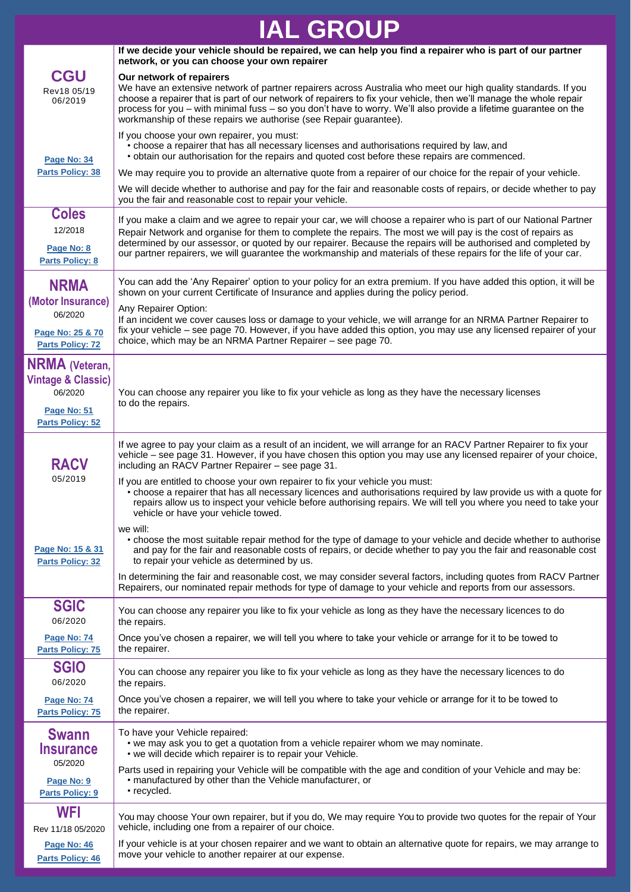# IAL GROUP

| Insurer | Details |
|---|---|
| **CGU**<br>Rev18 05/19<br>06/2019<br>Page No: 34<br>Parts Policy: 38 | **If we decide your vehicle should be repaired, we can help you find a repairer who is part of our partner network, or you can choose your own repairer**<br><br>**Our network of repairers**<br>We have an extensive network of partner repairers across Australia who meet our high quality standards. If you choose a repairer that is part of our network of repairers to fix your vehicle, then we'll manage the whole repair process for you – with minimal fuss – so you don't have to worry. We'll also provide a lifetime guarantee on the workmanship of these repairs we authorise (see Repair guarantee).<br><br>If you choose your own repairer, you must:<br>• choose a repairer that has all necessary licenses and authorisations required by law, and<br>• obtain our authorisation for the repairs and quoted cost before these repairs are commenced.<br><br>We may require you to provide an alternative quote from a repairer of our choice for the repair of your vehicle.<br><br>We will decide whether to authorise and pay for the fair and reasonable costs of repairs, or decide whether to pay you the fair and reasonable cost to repair your vehicle. |
| **Coles**<br>12/2018<br>Page No: 8<br>Parts Policy: 8 | If you make a claim and we agree to repair your car, we will choose a repairer who is part of our National Partner Repair Network and organise for them to complete the repairs. The most we will pay is the cost of repairs as determined by our assessor, or quoted by our repairer. Because the repairs will be authorised and completed by our partner repairers, we will guarantee the workmanship and materials of these repairs for the life of your car. |
| **NRMA (Motor Insurance)**<br>06/2020<br>Page No: 25 & 70<br>Parts Policy: 72 | You can add the 'Any Repairer' option to your policy for an extra premium. If you have added this option, it will be shown on your current Certificate of Insurance and applies during the policy period.<br><br>Any Repairer Option:<br>If an incident we cover causes loss or damage to your vehicle, we will arrange for an NRMA Partner Repairer to fix your vehicle – see page 70. However, if you have added this option, you may use any licensed repairer of your choice, which may be an NRMA Partner Repairer – see page 70. |
| **NRMA (Veteran, Vintage & Classic)**<br>06/2020<br>Page No: 51<br>Parts Policy: 52 | You can choose any repairer you like to fix your vehicle as long as they have the necessary licenses to do the repairs. |
| **RACV**<br>05/2019<br>Page No: 15 & 31<br>Parts Policy: 32 | If we agree to pay your claim as a result of an incident, we will arrange for an RACV Partner Repairer to fix your vehicle – see page 31. However, if you have chosen this option you may use any licensed repairer of your choice, including an RACV Partner Repairer – see page 31.<br><br>If you are entitled to choose your own repairer to fix your vehicle you must:<br>• choose a repairer that has all necessary licences and authorisations required by law provide us with a quote for repairs allow us to inspect your vehicle before authorising repairs. We will tell you where you need to take your vehicle or have your vehicle towed.<br><br>we will:<br>• choose the most suitable repair method for the type of damage to your vehicle and decide whether to authorise and pay for the fair and reasonable costs of repairs, or decide whether to pay you the fair and reasonable cost to repair your vehicle as determined by us.<br><br>In determining the fair and reasonable cost, we may consider several factors, including quotes from RACV Partner Repairers, our nominated repair methods for type of damage to your vehicle and reports from our assessors. |
| **SGIC**<br>06/2020<br>Page No: 74<br>Parts Policy: 75 | You can choose any repairer you like to fix your vehicle as long as they have the necessary licences to do the repairs.<br><br>Once you've chosen a repairer, we will tell you where to take your vehicle or arrange for it to be towed to the repairer. |
| **SGIO**<br>06/2020<br>Page No: 74<br>Parts Policy: 75 | You can choose any repairer you like to fix your vehicle as long as they have the necessary licences to do the repairs.<br><br>Once you've chosen a repairer, we will tell you where to take your vehicle or arrange for it to be towed to the repairer. |
| **Swann Insurance**<br>05/2020<br>Page No: 9<br>Parts Policy: 9 | To have your Vehicle repaired:<br>• we may ask you to get a quotation from a vehicle repairer whom we may nominate.<br>• we will decide which repairer is to repair your Vehicle.<br><br>Parts used in repairing your Vehicle will be compatible with the age and condition of your Vehicle and may be:<br>• manufactured by other than the Vehicle manufacturer, or<br>• recycled. |
| **WFI**<br>Rev 11/18 05/2020<br>Page No: 46<br>Parts Policy: 46 | You may choose Your own repairer, but if you do, We may require You to provide two quotes for the repair of Your vehicle, including one from a repairer of our choice.<br><br>If your vehicle is at your chosen repairer and we want to obtain an alternative quote for repairs, we may arrange to move your vehicle to another repairer at our expense. |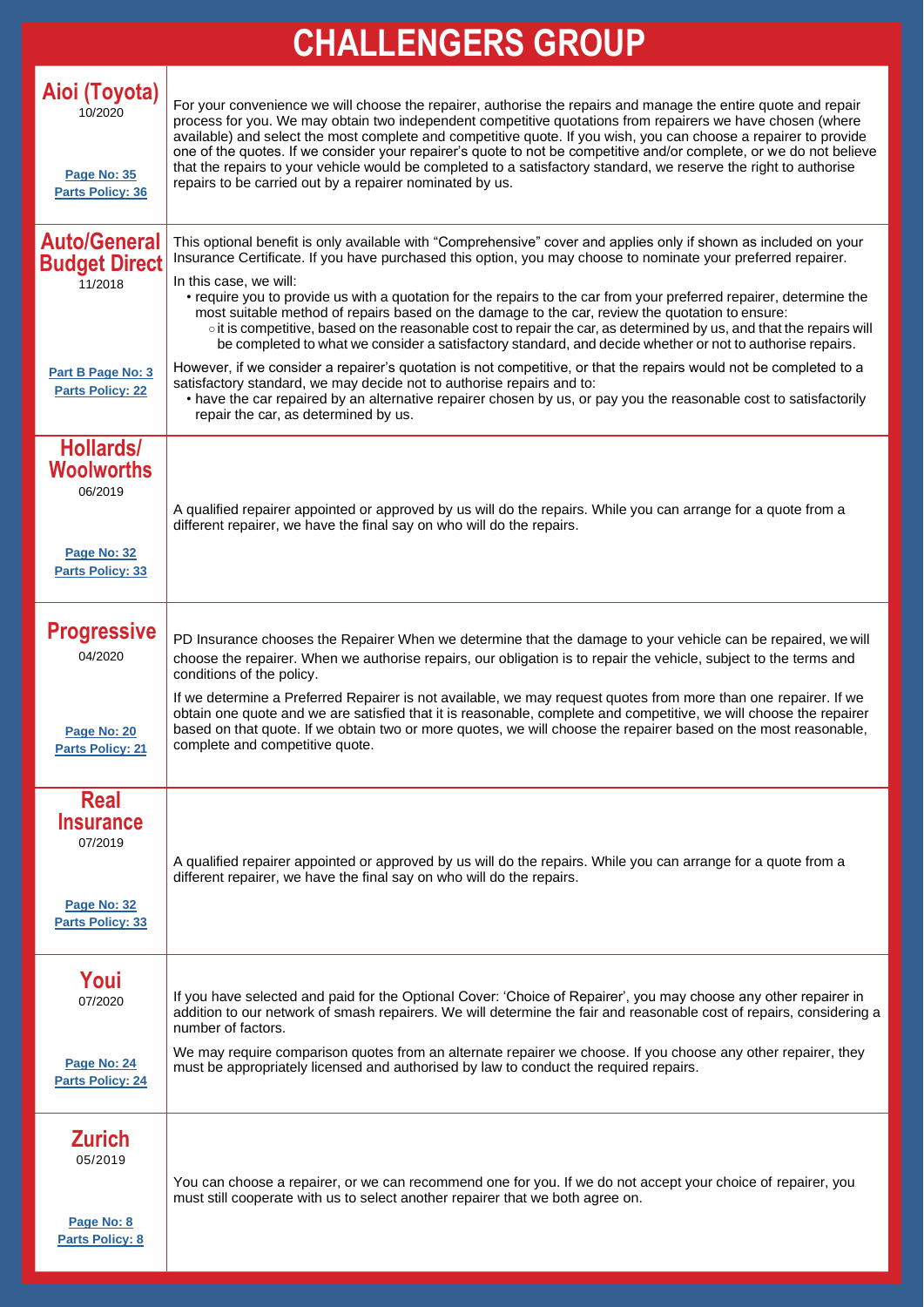# CHALLENGERS GROUP

| Insurer | Policy Wording |
| --- | --- |
| **Aioi (Toyota)** 10/2020 **Page No: 35** **Parts Policy: 36** | For your convenience we will choose the repairer, authorise the repairs and manage the entire quote and repair process for you. We may obtain two independent competitive quotations from repairers we have chosen (where available) and select the most complete and competitive quote. If you wish, you can choose a repairer to provide one of the quotes. If we consider your repairer's quote to not be competitive and/or complete, or we do not believe that the repairs to your vehicle would be completed to a satisfactory standard, we reserve the right to authorise repairs to be carried out by a repairer nominated by us. |
| **Auto/General Budget Direct** 11/2018 **Part B Page No: 3** **Parts Policy: 22** | This optional benefit is only available with "Comprehensive" cover and applies only if shown as included on your Insurance Certificate. If you have purchased this option, you may choose to nominate your preferred repairer. In this case, we will: • require you to provide us with a quotation for the repairs to the car from your preferred repairer, determine the most suitable method of repairs based on the damage to the car, review the quotation to ensure: ○ it is competitive, based on the reasonable cost to repair the car, as determined by us, and that the repairs will be completed to what we consider a satisfactory standard, and decide whether or not to authorise repairs. However, if we consider a repairer's quotation is not competitive, or that the repairs would not be completed to a satisfactory standard, we may decide not to authorise repairs and to: • have the car repaired by an alternative repairer chosen by us, or pay you the reasonable cost to satisfactorily repair the car, as determined by us. |
| **Hollards/ Woolworths** 06/2019 **Page No: 32** **Parts Policy: 33** | A qualified repairer appointed or approved by us will do the repairs. While you can arrange for a quote from a different repairer, we have the final say on who will do the repairs. |
| **Progressive** 04/2020 **Page No: 20** **Parts Policy: 21** | PD Insurance chooses the Repairer When we determine that the damage to your vehicle can be repaired, we will choose the repairer. When we authorise repairs, our obligation is to repair the vehicle, subject to the terms and conditions of the policy. If we determine a Preferred Repairer is not available, we may request quotes from more than one repairer. If we obtain one quote and we are satisfied that it is reasonable, complete and competitive, we will choose the repairer based on that quote. If we obtain two or more quotes, we will choose the repairer based on the most reasonable, complete and competitive quote. |
| **Real Insurance** 07/2019 **Page No: 32** **Parts Policy: 33** | A qualified repairer appointed or approved by us will do the repairs. While you can arrange for a quote from a different repairer, we have the final say on who will do the repairs. |
| **Youi** 07/2020 **Page No: 24** **Parts Policy: 24** | If you have selected and paid for the Optional Cover: 'Choice of Repairer', you may choose any other repairer in addition to our network of smash repairers. We will determine the fair and reasonable cost of repairs, considering a number of factors. We may require comparison quotes from an alternate repairer we choose. If you choose any other repairer, they must be appropriately licensed and authorised by law to conduct the required repairs. |
| **Zurich** 05/2019 **Page No: 8** **Parts Policy: 8** | You can choose a repairer, or we can recommend one for you. If we do not accept your choice of repairer, you must still cooperate with us to select another repairer that we both agree on. |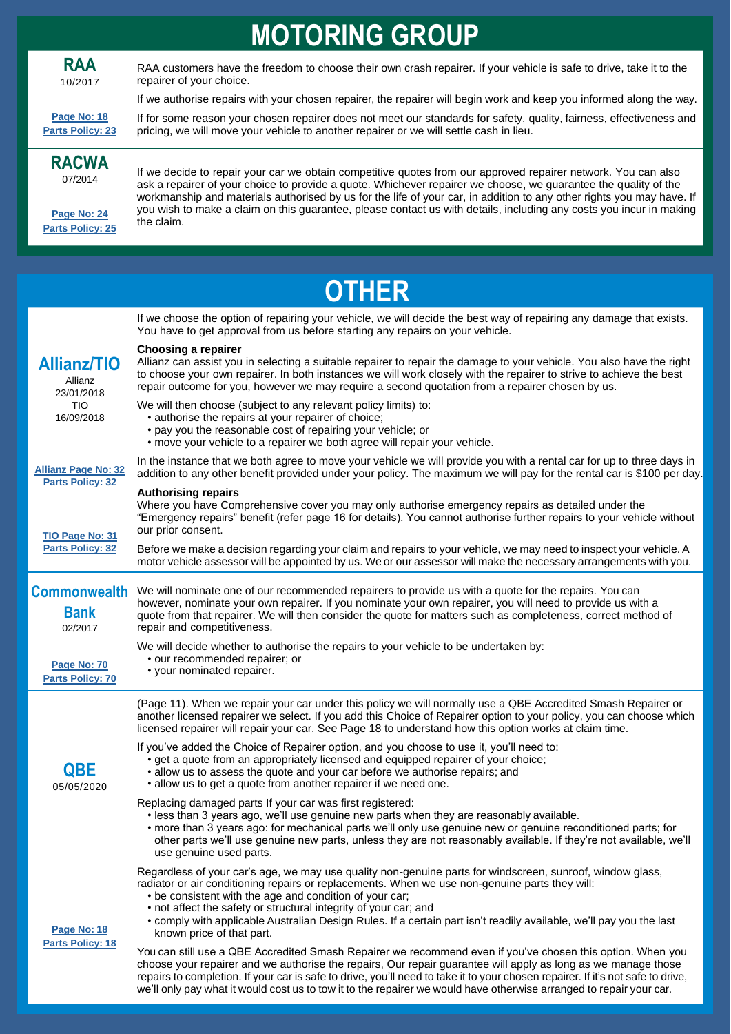# MOTORING GROUP

## RAA

10/2017

Page No: 18
Parts Policy: 23

RAA customers have the freedom to choose their own crash repairer. If your vehicle is safe to drive, take it to the repairer of your choice.

If we authorise repairs with your chosen repairer, the repairer will begin work and keep you informed along the way.

If for some reason your chosen repairer does not meet our standards for safety, quality, fairness, effectiveness and pricing, we will move your vehicle to another repairer or we will settle cash in lieu.

## RACWA

07/2014

Page No: 24
Parts Policy: 25

If we decide to repair your car we obtain competitive quotes from our approved repairer network. You can also ask a repairer of your choice to provide a quote. Whichever repairer we choose, we guarantee the quality of the workmanship and materials authorised by us for the life of your car, in addition to any other rights you may have. If you wish to make a claim on this guarantee, please contact us with details, including any costs you incur in making the claim.

# OTHER

## Allianz/TIO

Allianz 23/01/2018
TIO 16/09/2018

Allianz Page No: 32
Parts Policy: 32

TIO Page No: 31
Parts Policy: 32

If we choose the option of repairing your vehicle, we will decide the best way of repairing any damage that exists. You have to get approval from us before starting any repairs on your vehicle.

**Choosing a repairer**
Allianz can assist you in selecting a suitable repairer to repair the damage to your vehicle. You also have the right to choose your own repairer. In both instances we will work closely with the repairer to strive to achieve the best repair outcome for you, however we may require a second quotation from a repairer chosen by us.

We will then choose (subject to any relevant policy limits) to:
- authorise the repairs at your repairer of choice;
- pay you the reasonable cost of repairing your vehicle; or
- move your vehicle to a repairer we both agree will repair your vehicle.

In the instance that we both agree to move your vehicle we will provide you with a rental car for up to three days in addition to any other benefit provided under your policy. The maximum we will pay for the rental car is $100 per day.

**Authorising repairs**
Where you have Comprehensive cover you may only authorise emergency repairs as detailed under the "Emergency repairs" benefit (refer page 16 for details). You cannot authorise further repairs to your vehicle without our prior consent.

Before we make a decision regarding your claim and repairs to your vehicle, we may need to inspect your vehicle. A motor vehicle assessor will be appointed by us. We or our assessor will make the necessary arrangements with you.

## Commonwealth Bank

02/2017

Page No: 70
Parts Policy: 70

We will nominate one of our recommended repairers to provide us with a quote for the repairs. You can however, nominate your own repairer. If you nominate your own repairer, you will need to provide us with a quote from that repairer. We will then consider the quote for matters such as completeness, correct method of repair and competitiveness.

We will decide whether to authorise the repairs to your vehicle to be undertaken by:
- our recommended repairer; or
- your nominated repairer.

## QBE

05/05/2020

Page No: 18
Parts Policy: 18

(Page 11). When we repair your car under this policy we will normally use a QBE Accredited Smash Repairer or another licensed repairer we select. If you add this Choice of Repairer option to your policy, you can choose which licensed repairer will repair your car. See Page 18 to understand how this option works at claim time.

If you've added the Choice of Repairer option, and you choose to use it, you'll need to:
- get a quote from an appropriately licensed and equipped repairer of your choice;
- allow us to assess the quote and your car before we authorise repairs; and
- allow us to get a quote from another repairer if we need one.

Replacing damaged parts If your car was first registered:
- less than 3 years ago, we'll use genuine new parts when they are reasonably available.
- more than 3 years ago: for mechanical parts we'll only use genuine new or genuine reconditioned parts; for other parts we'll use genuine new parts, unless they are not reasonably available. If they're not available, we'll use genuine used parts.

Regardless of your car's age, we may use quality non-genuine parts for windscreen, sunroof, window glass, radiator or air conditioning repairs or replacements. When we use non-genuine parts they will:
- be consistent with the age and condition of your car;
- not affect the safety or structural integrity of your car; and
- comply with applicable Australian Design Rules. If a certain part isn't readily available, we'll pay you the last known price of that part.

You can still use a QBE Accredited Smash Repairer we recommend even if you've chosen this option. When you choose your repairer and we authorise the repairs, Our repair guarantee will apply as long as we manage those repairs to completion. If your car is safe to drive, you'll need to take it to your chosen repairer. If it's not safe to drive, we'll only pay what it would cost us to tow it to the repairer we would have otherwise arranged to repair your car.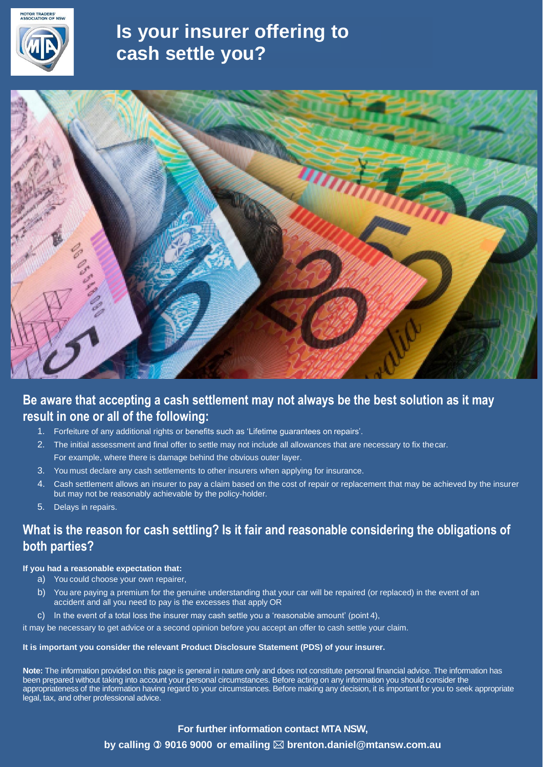# Is your insurer offering to cash settle you?

## Be aware that accepting a cash settlement may not always be the best solution as it may result in one or all of the following:

1. Forfeiture of any additional rights or benefits such as 'Lifetime guarantees on repairs'.
2. The initial assessment and final offer to settle may not include all allowances that are necessary to fix the car. For example, where there is damage behind the obvious outer layer.
3. You must declare any cash settlements to other insurers when applying for insurance.
4. Cash settlement allows an insurer to pay a claim based on the cost of repair or replacement that may be achieved by the insurer but may not be reasonably achievable by the policy-holder.
5. Delays in repairs.

## What is the reason for cash settling? Is it fair and reasonable considering the obligations of both parties?

**If you had a reasonable expectation that:**

a) You could choose your own repairer,

b) You are paying a premium for the genuine understanding that your car will be repaired (or replaced) in the event of an accident and all you need to pay is the excesses that apply OR

c) In the event of a total loss the insurer may cash settle you a 'reasonable amount' (point 4),

it may be necessary to get advice or a second opinion before you accept an offer to cash settle your claim.

**It is important you consider the relevant Product Disclosure Statement (PDS) of your insurer.**

**Note:** The information provided on this page is general in nature only and does not constitute personal financial advice. The information has been prepared without taking into account your personal circumstances. Before acting on any information you should consider the appropriateness of the information having regard to your circumstances. Before making any decision, it is important for you to seek appropriate legal, tax, and other professional advice.

**For further information contact MTA NSW,**

**by calling ✆ 9016 9000 or emailing ✉ brenton.daniel@mtansw.com.au**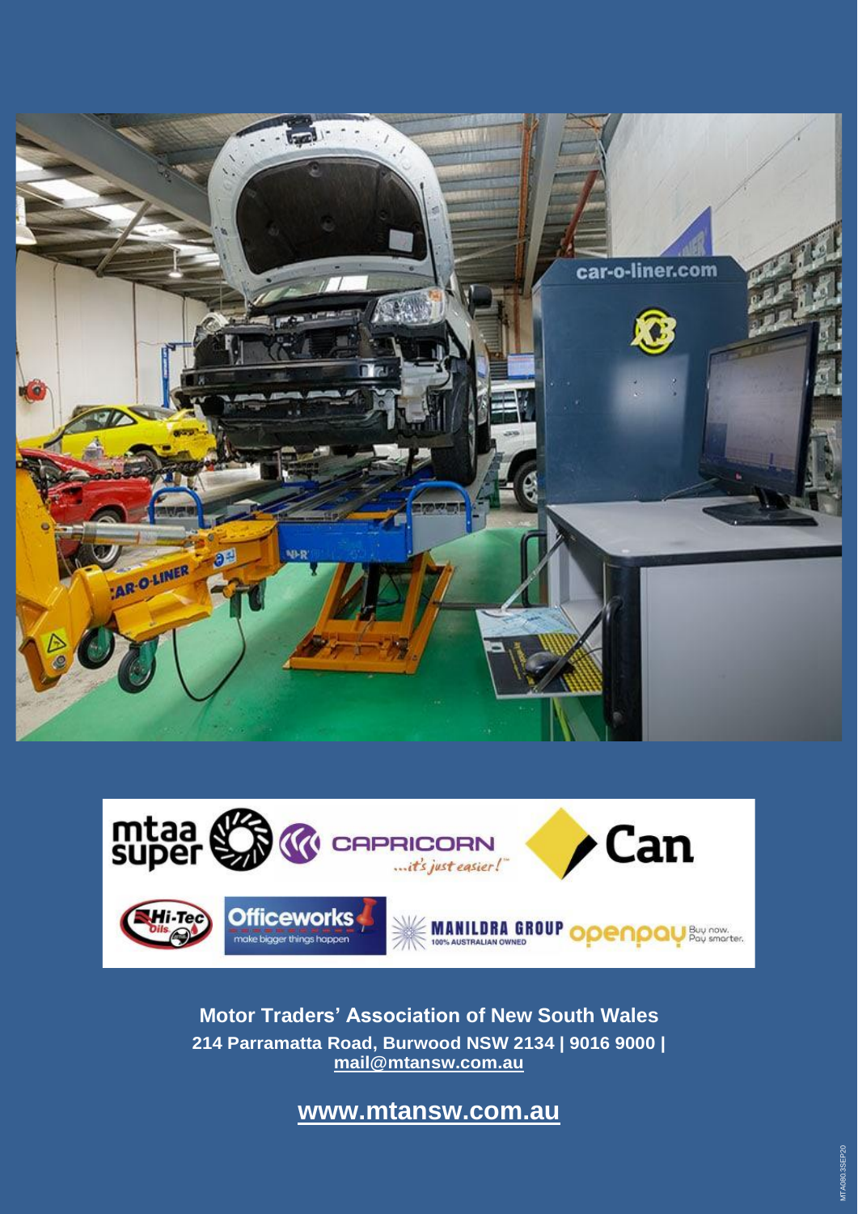**Motor Traders' Association of New South Wales**

**214 Parramatta Road, Burwood NSW 2134 | 9016 9000 | mail@mtansw.com.au**

**www.mtansw.com.au**